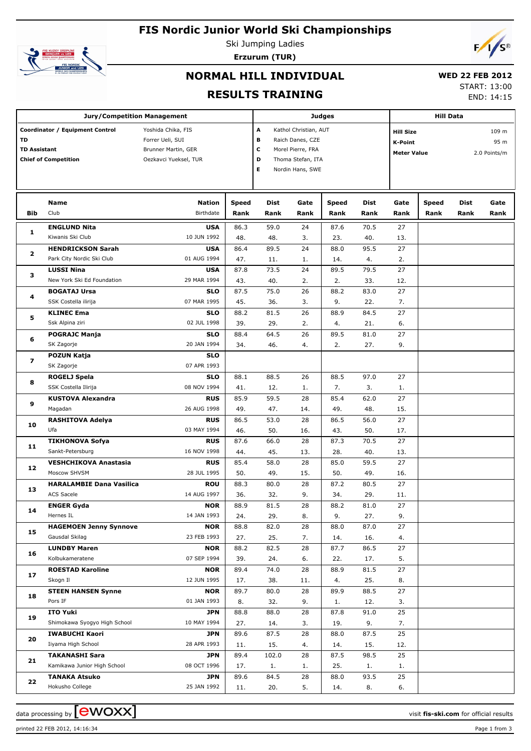# FIS Nordic Junior World Ski Championships

Ski Jumping Ladies

**Erzurum (TUR)**

## NORMAL HILL INDIVIDUAL

## RESULTS TRAINING

**WED 22 FEB 2012**

START: 13:00

END: 14:15

| Jury/Competition Management | |
|---|---|
| **Coordinator / Equipment Control** | Yoshida Chika, FIS |
| **TD** | Forrer Ueli, SUI |
| **TD Assistant** | Brunner Martin, GER |
| **Chief of Competition** | Oezkavci Yueksel, TUR |

| Judges | |
|---|---|
| A | Kathol Christian, AUT |
| B | Raich Danes, CZE |
| C | Morel Pierre, FRA |
| D | Thoma Stefan, ITA |
| E | Nordin Hans, SWE |

| Hill Data | |
|---|---|
| **Hill Size** | 109 m |
| **K-Point** | 95 m |
| **Meter Value** | 2.0 Points/m |

| Bib | Name / Club | Nation / Birthdate | Speed Rank | Dist Rank | Gate Rank | Speed Rank | Dist Rank | Gate Rank | Speed Rank | Dist Rank | Gate Rank |
|---|---|---|---|---|---|---|---|---|---|---|---|
| 1 | **ENGLUND Nita** | **USA** | 86.3 | 59.0 | 24 | 87.6 | 70.5 | 27 | | | |
| | Kiwanis Ski Club | 10 JUN 1992 | 48. | 48. | 3. | 23. | 40. | 13. | | | |
| 2 | **HENDRICKSON Sarah** | **USA** | 86.4 | 89.5 | 24 | 88.0 | 95.5 | 27 | | | |
| | Park City Nordic Ski Club | 01 AUG 1994 | 47. | 11. | 1. | 14. | 4. | 2. | | | |
| 3 | **LUSSI Nina** | **USA** | 87.8 | 73.5 | 24 | 89.5 | 79.5 | 27 | | | |
| | New York Ski Ed Foundation | 29 MAR 1994 | 43. | 40. | 2. | 2. | 33. | 12. | | | |
| 4 | **BOGATAJ Ursa** | **SLO** | 87.5 | 75.0 | 26 | 88.2 | 83.0 | 27 | | | |
| | SSK Costella ilirija | 07 MAR 1995 | 45. | 36. | 3. | 9. | 22. | 7. | | | |
| 5 | **KLINEC Ema** | **SLO** | 88.2 | 81.5 | 26 | 88.9 | 84.5 | 27 | | | |
| | Ssk Alpina ziri | 02 JUL 1998 | 39. | 29. | 2. | 4. | 21. | 6. | | | |
| 6 | **POGRAJC Manja** | **SLO** | 88.4 | 64.5 | 26 | 89.5 | 81.0 | 27 | | | |
| | SK Zagorje | 20 JAN 1994 | 34. | 46. | 4. | 2. | 27. | 9. | | | |
| 7 | **POZUN Katja** | **SLO** | | | | | | | | | |
| | SK Zagorje | 07 APR 1993 | | | | | | | | | |
| 8 | **ROGELJ Spela** | **SLO** | 88.1 | 88.5 | 26 | 88.5 | 97.0 | 27 | | | |
| | SSK Costella Ilirija | 08 NOV 1994 | 41. | 12. | 1. | 7. | 3. | 1. | | | |
| 9 | **KUSTOVA Alexandra** | **RUS** | 85.9 | 59.5 | 28 | 85.4 | 62.0 | 27 | | | |
| | Magadan | 26 AUG 1998 | 49. | 47. | 14. | 49. | 48. | 15. | | | |
| 10 | **RASHITOVA Adelya** | **RUS** | 86.5 | 53.0 | 28 | 86.5 | 56.0 | 27 | | | |
| | Ufa | 03 MAY 1994 | 46. | 50. | 16. | 43. | 50. | 17. | | | |
| 11 | **TIKHONOVA Sofya** | **RUS** | 87.6 | 66.0 | 28 | 87.3 | 70.5 | 27 | | | |
| | Sankt-Petersburg | 16 NOV 1998 | 44. | 45. | 13. | 28. | 40. | 13. | | | |
| 12 | **VESHCHIKOVA Anastasia** | **RUS** | 85.4 | 58.0 | 28 | 85.0 | 59.5 | 27 | | | |
| | Moscow SHVSM | 28 JUL 1995 | 50. | 49. | 15. | 50. | 49. | 16. | | | |
| 13 | **HARALAMBIE Dana Vasilica** | **ROU** | 88.3 | 80.0 | 28 | 87.2 | 80.5 | 27 | | | |
| | ACS Sacele | 14 AUG 1997 | 36. | 32. | 9. | 34. | 29. | 11. | | | |
| 14 | **ENGER Gyda** | **NOR** | 88.9 | 81.5 | 28 | 88.2 | 81.0 | 27 | | | |
| | Hernes IL | 14 JAN 1993 | 24. | 29. | 8. | 9. | 27. | 9. | | | |
| 15 | **HAGEMOEN Jenny Synnove** | **NOR** | 88.8 | 82.0 | 28 | 88.0 | 87.0 | 27 | | | |
| | Gausdal Skilag | 23 FEB 1993 | 27. | 25. | 7. | 14. | 16. | 4. | | | |
| 16 | **LUNDBY Maren** | **NOR** | 88.2 | 82.5 | 28 | 87.7 | 86.5 | 27 | | | |
| | Kolbukameratene | 07 SEP 1994 | 39. | 24. | 6. | 22. | 17. | 5. | | | |
| 17 | **ROESTAD Karoline** | **NOR** | 89.4 | 74.0 | 28 | 88.9 | 81.5 | 27 | | | |
| | Skogn Il | 12 JUN 1995 | 17. | 38. | 11. | 4. | 25. | 8. | | | |
| 18 | **STEEN HANSEN Synne** | **NOR** | 89.7 | 80.0 | 28 | 89.9 | 88.5 | 27 | | | |
| | Pors IF | 01 JAN 1993 | 8. | 32. | 9. | 1. | 12. | 3. | | | |
| 19 | **ITO Yuki** | **JPN** | 88.8 | 88.0 | 28 | 87.8 | 91.0 | 25 | | | |
| | Shimokawa Syogyo High School | 10 MAY 1994 | 27. | 14. | 3. | 19. | 9. | 7. | | | |
| 20 | **IWABUCHI Kaori** | **JPN** | 89.6 | 87.5 | 28 | 88.0 | 87.5 | 25 | | | |
| | Iiyama High School | 28 APR 1993 | 11. | 15. | 4. | 14. | 15. | 12. | | | |
| 21 | **TAKANASHI Sara** | **JPN** | 89.4 | 102.0 | 28 | 87.5 | 98.5 | 25 | | | |
| | Kamikawa Junior High School | 08 OCT 1996 | 17. | 1. | 1. | 25. | 1. | 1. | | | |
| 22 | **TANAKA Atsuko** | **JPN** | 89.6 | 84.5 | 28 | 88.0 | 93.5 | 25 | | | |
| | Hokusho College | 25 JAN 1992 | 11. | 20. | 5. | 14. | 8. | 6. | | | |

data processing by ewoxx — visit fis-ski.com for official results

printed 22 FEB 2012, 14:16:34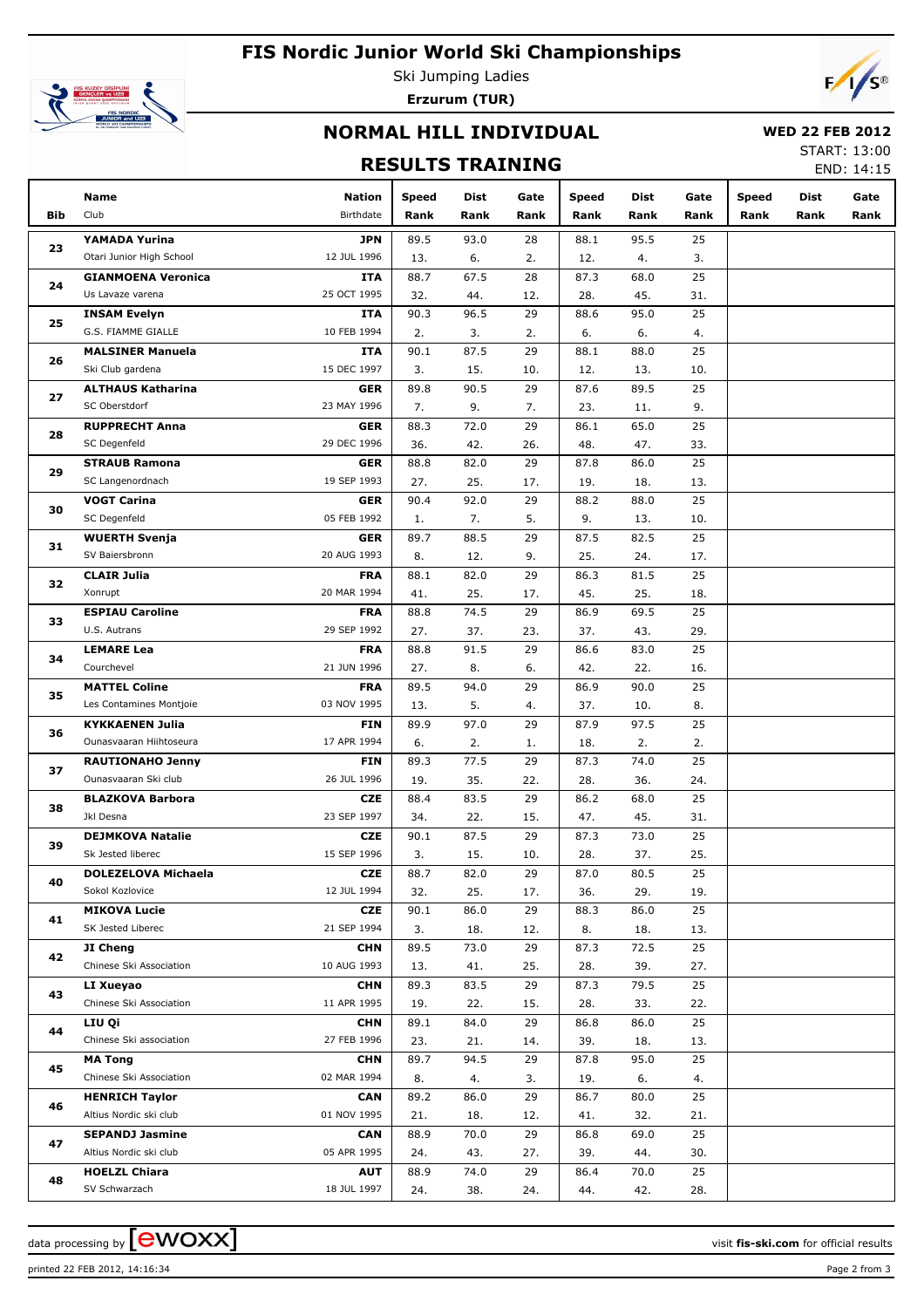# FIS Nordic Junior World Ski Championships

Ski Jumping Ladies

**Erzurum (TUR)**

## NORMAL HILL INDIVIDUAL

**WED 22 FEB 2012**

START: 13:00

END: 14:15

## RESULTS TRAINING

| Bib | Name / Club | Nation / Birthdate | Speed / Rank | Dist / Rank | Gate / Rank | Speed / Rank | Dist / Rank | Gate / Rank | Speed / Rank | Dist / Rank | Gate / Rank |
|---|---|---|---|---|---|---|---|---|---|---|---|
| 23 | **YAMADA Yurina** | **JPN** | 89.5 | 93.0 | 28 | 88.1 | 95.5 | 25 | | | |
| | Otari Junior High School | 12 JUL 1996 | 13. | 6. | 2. | 12. | 4. | 3. | | | |
| 24 | **GIANMOENA Veronica** | **ITA** | 88.7 | 67.5 | 28 | 87.3 | 68.0 | 25 | | | |
| | Us Lavaze varena | 25 OCT 1995 | 32. | 44. | 12. | 28. | 45. | 31. | | | |
| 25 | **INSAM Evelyn** | **ITA** | 90.3 | 96.5 | 29 | 88.6 | 95.0 | 25 | | | |
| | G.S. FIAMME GIALLE | 10 FEB 1994 | 2. | 3. | 2. | 6. | 6. | 4. | | | |
| 26 | **MALSINER Manuela** | **ITA** | 90.1 | 87.5 | 29 | 88.1 | 88.0 | 25 | | | |
| | Ski Club gardena | 15 DEC 1997 | 3. | 15. | 10. | 12. | 13. | 10. | | | |
| 27 | **ALTHAUS Katharina** | **GER** | 89.8 | 90.5 | 29 | 87.6 | 89.5 | 25 | | | |
| | SC Oberstdorf | 23 MAY 1996 | 7. | 9. | 7. | 23. | 11. | 9. | | | |
| 28 | **RUPPRECHT Anna** | **GER** | 88.3 | 72.0 | 29 | 86.1 | 65.0 | 25 | | | |
| | SC Degenfeld | 29 DEC 1996 | 36. | 42. | 26. | 48. | 47. | 33. | | | |
| 29 | **STRAUB Ramona** | **GER** | 88.8 | 82.0 | 29 | 87.8 | 86.0 | 25 | | | |
| | SC Langenordnach | 19 SEP 1993 | 27. | 25. | 17. | 19. | 18. | 13. | | | |
| 30 | **VOGT Carina** | **GER** | 90.4 | 92.0 | 29 | 88.2 | 88.0 | 25 | | | |
| | SC Degenfeld | 05 FEB 1992 | 1. | 7. | 5. | 9. | 13. | 10. | | | |
| 31 | **WUERTH Svenja** | **GER** | 89.7 | 88.5 | 29 | 87.5 | 82.5 | 25 | | | |
| | SV Baiersbronn | 20 AUG 1993 | 8. | 12. | 9. | 25. | 24. | 17. | | | |
| 32 | **CLAIR Julia** | **FRA** | 88.1 | 82.0 | 29 | 86.3 | 81.5 | 25 | | | |
| | Xonrupt | 20 MAR 1994 | 41. | 25. | 17. | 45. | 25. | 18. | | | |
| 33 | **ESPIAU Caroline** | **FRA** | 88.8 | 74.5 | 29 | 86.9 | 69.5 | 25 | | | |
| | U.S. Autrans | 29 SEP 1992 | 27. | 37. | 23. | 37. | 43. | 29. | | | |
| 34 | **LEMARE Lea** | **FRA** | 88.8 | 91.5 | 29 | 86.6 | 83.0 | 25 | | | |
| | Courchevel | 21 JUN 1996 | 27. | 8. | 6. | 42. | 22. | 16. | | | |
| 35 | **MATTEL Coline** | **FRA** | 89.5 | 94.0 | 29 | 86.9 | 90.0 | 25 | | | |
| | Les Contamines Montjoie | 03 NOV 1995 | 13. | 5. | 4. | 37. | 10. | 8. | | | |
| 36 | **KYKKAENEN Julia** | **FIN** | 89.9 | 97.0 | 29 | 87.9 | 97.5 | 25 | | | |
| | Ounasvaaran Hiihtoseura | 17 APR 1994 | 6. | 2. | 1. | 18. | 2. | 2. | | | |
| 37 | **RAUTIONAHO Jenny** | **FIN** | 89.3 | 77.5 | 29 | 87.3 | 74.0 | 25 | | | |
| | Ounasvaaran Ski club | 26 JUL 1996 | 19. | 35. | 22. | 28. | 36. | 24. | | | |
| 38 | **BLAZKOVA Barbora** | **CZE** | 88.4 | 83.5 | 29 | 86.2 | 68.0 | 25 | | | |
| | Jkl Desna | 23 SEP 1997 | 34. | 22. | 15. | 47. | 45. | 31. | | | |
| 39 | **DEJMKOVA Natalie** | **CZE** | 90.1 | 87.5 | 29 | 87.3 | 73.0 | 25 | | | |
| | Sk Jested liberec | 15 SEP 1996 | 3. | 15. | 10. | 28. | 37. | 25. | | | |
| 40 | **DOLEZELOVA Michaela** | **CZE** | 88.7 | 82.0 | 29 | 87.0 | 80.5 | 25 | | | |
| | Sokol Kozlovice | 12 JUL 1994 | 32. | 25. | 17. | 36. | 29. | 19. | | | |
| 41 | **MIKOVA Lucie** | **CZE** | 90.1 | 86.0 | 29 | 88.3 | 86.0 | 25 | | | |
| | SK Jested Liberec | 21 SEP 1994 | 3. | 18. | 12. | 8. | 18. | 13. | | | |
| 42 | **JI Cheng** | **CHN** | 89.5 | 73.0 | 29 | 87.3 | 72.5 | 25 | | | |
| | Chinese Ski Association | 10 AUG 1993 | 13. | 41. | 25. | 28. | 39. | 27. | | | |
| 43 | **LI Xueyao** | **CHN** | 89.3 | 83.5 | 29 | 87.3 | 79.5 | 25 | | | |
| | Chinese Ski Association | 11 APR 1995 | 19. | 22. | 15. | 28. | 33. | 22. | | | |
| 44 | **LIU Qi** | **CHN** | 89.1 | 84.0 | 29 | 86.8 | 86.0 | 25 | | | |
| | Chinese Ski association | 27 FEB 1996 | 23. | 21. | 14. | 39. | 18. | 13. | | | |
| 45 | **MA Tong** | **CHN** | 89.7 | 94.5 | 29 | 87.8 | 95.0 | 25 | | | |
| | Chinese Ski Association | 02 MAR 1994 | 8. | 4. | 3. | 19. | 6. | 4. | | | |
| 46 | **HENRICH Taylor** | **CAN** | 89.2 | 86.0 | 29 | 86.7 | 80.0 | 25 | | | |
| | Altius Nordic ski club | 01 NOV 1995 | 21. | 18. | 12. | 41. | 32. | 21. | | | |
| 47 | **SEPANDJ Jasmine** | **CAN** | 88.9 | 70.0 | 29 | 86.8 | 69.0 | 25 | | | |
| | Altius Nordic ski club | 05 APR 1995 | 24. | 43. | 27. | 39. | 44. | 30. | | | |
| 48 | **HOELZL Chiara** | **AUT** | 88.9 | 74.0 | 29 | 86.4 | 70.0 | 25 | | | |
| | SV Schwarzach | 18 JUL 1997 | 24. | 38. | 24. | 44. | 42. | 28. | | | |

data processing by ewoxx — visit fis-ski.com for official results

printed 22 FEB 2012, 14:16:34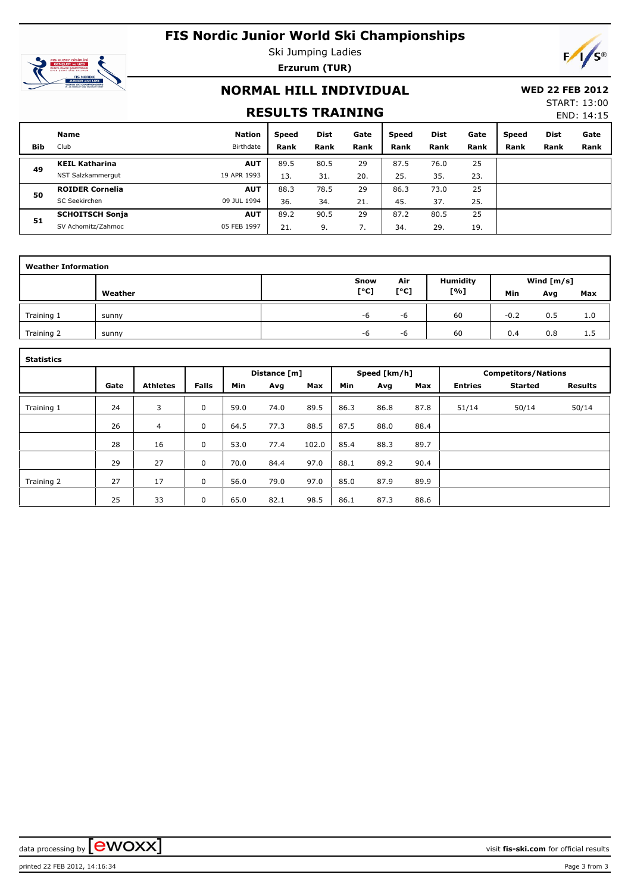# FIS Nordic Junior World Ski Championships

Ski Jumping Ladies

**Erzurum (TUR)**

## NORMAL HILL INDIVIDUAL

## RESULTS TRAINING

**WED 22 FEB 2012**

START: 13:00

END: 14:15

| Bib | Name / Club | Nation / Birthdate | Speed Rank | Dist Rank | Gate Rank | Speed Rank | Dist Rank | Gate Rank | Speed Rank | Dist Rank | Gate Rank |
|---|---|---|---|---|---|---|---|---|---|---|---|
| 49 | **KEIL Katharina** | **AUT** | 89.5 | 80.5 | 29 | 87.5 | 76.0 | 25 | | | |
| | NST Salzkammergut | 19 APR 1993 | 13. | 31. | 20. | 25. | 35. | 23. | | | |
| 50 | **ROIDER Cornelia** | **AUT** | 88.3 | 78.5 | 29 | 86.3 | 73.0 | 25 | | | |
| | SC Seekirchen | 09 JUL 1994 | 36. | 34. | 21. | 45. | 37. | 25. | | | |
| 51 | **SCHOITSCH Sonja** | **AUT** | 89.2 | 90.5 | 29 | 87.2 | 80.5 | 25 | | | |
| | SV Achomitz/Zahmoc | 05 FEB 1997 | 21. | 9. | 7. | 34. | 29. | 19. | | | |

**Weather Information**

| | Weather | Snow [°C] | Air [°C] | Humidity [%] | Wind [m/s] Min | Avg | Max |
|---|---|---|---|---|---|---|---|
| Training 1 | sunny | -6 | -6 | 60 | -0.2 | 0.5 | 1.0 |
| Training 2 | sunny | -6 | -6 | 60 | 0.4 | 0.8 | 1.5 |

**Statistics**

| | Gate | Athletes | Falls | Distance [m] Min | Avg | Max | Speed [km/h] Min | Avg | Max | Competitors/Nations Entries | Started | Results |
|---|---|---|---|---|---|---|---|---|---|---|---|---|
| Training 1 | 24 | 3 | 0 | 59.0 | 74.0 | 89.5 | 86.3 | 86.8 | 87.8 | 51/14 | 50/14 | 50/14 |
| | 26 | 4 | 0 | 64.5 | 77.3 | 88.5 | 87.5 | 88.0 | 88.4 | | | |
| | 28 | 16 | 0 | 53.0 | 77.4 | 102.0 | 85.4 | 88.3 | 89.7 | | | |
| | 29 | 27 | 0 | 70.0 | 84.4 | 97.0 | 88.1 | 89.2 | 90.4 | | | |
| Training 2 | 27 | 17 | 0 | 56.0 | 79.0 | 97.0 | 85.0 | 87.9 | 89.9 | | | |
| | 25 | 33 | 0 | 65.0 | 82.1 | 98.5 | 86.1 | 87.3 | 88.6 | | | |

data processing by [ewoxx]

visit **fis-ski.com** for official results

printed 22 FEB 2012, 14:16:34